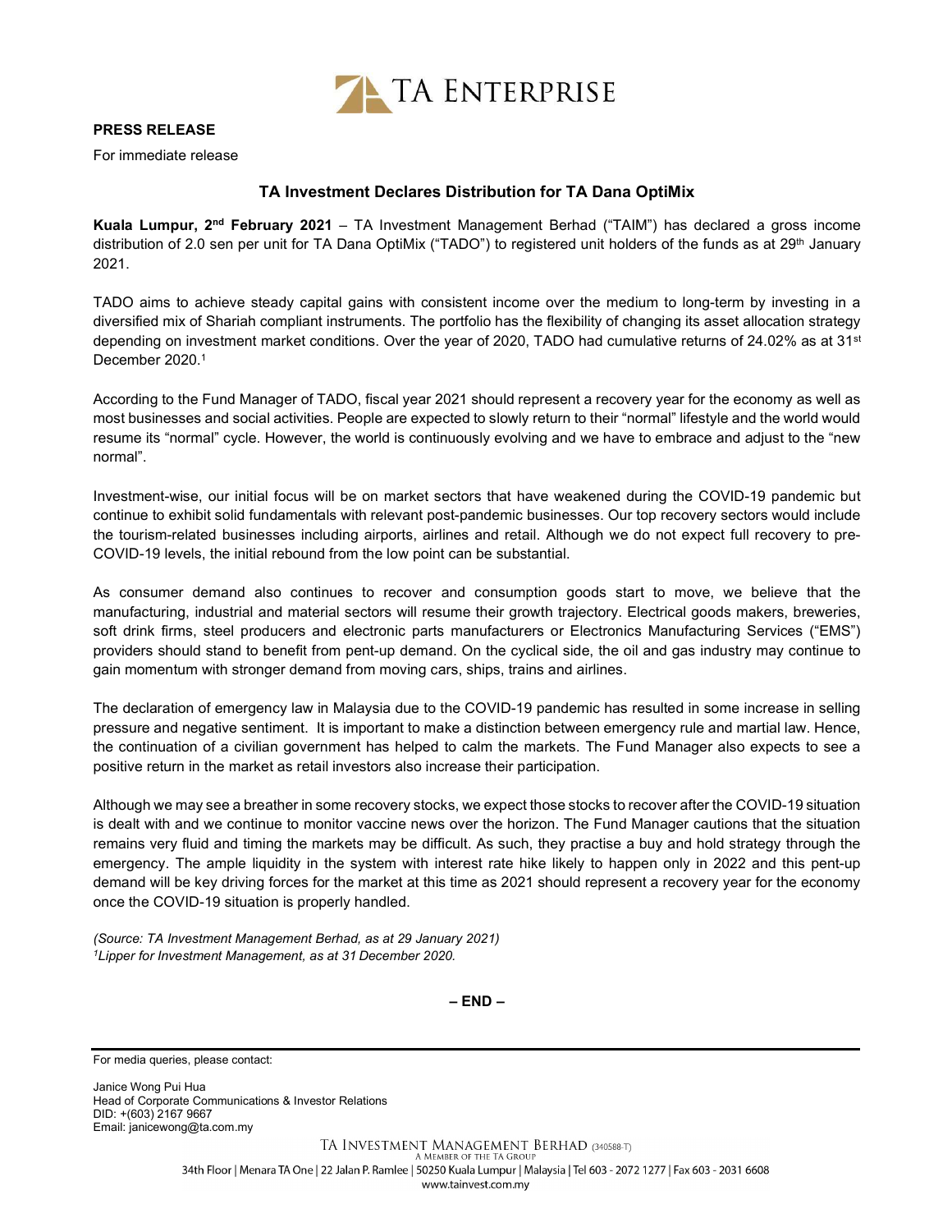TA ENTERPRISE

**PRESS RELEASE**

For immediate release

## TA Investment Declares Distribution for TA Dana OptiMix

**Kuala Lumpur, 2nd February 2021** – TA Investment Management Berhad ("TAIM") has declared a gross income distribution of 2.0 sen per unit for TA Dana OptiMix ("TADO") to registered unit holders of the funds as at 29th January 2021.

TADO aims to achieve steady capital gains with consistent income over the medium to long-term by investing in a diversified mix of Shariah compliant instruments. The portfolio has the flexibility of changing its asset allocation strategy depending on investment market conditions. Over the year of 2020, TADO had cumulative returns of 24.02% as at 31st December 2020.[1]

According to the Fund Manager of TADO, fiscal year 2021 should represent a recovery year for the economy as well as most businesses and social activities. People are expected to slowly return to their "normal" lifestyle and the world would resume its "normal" cycle. However, the world is continuously evolving and we have to embrace and adjust to the "new normal".

Investment-wise, our initial focus will be on market sectors that have weakened during the COVID-19 pandemic but continue to exhibit solid fundamentals with relevant post-pandemic businesses. Our top recovery sectors would include the tourism-related businesses including airports, airlines and retail. Although we do not expect full recovery to pre-COVID-19 levels, the initial rebound from the low point can be substantial.

As consumer demand also continues to recover and consumption goods start to move, we believe that the manufacturing, industrial and material sectors will resume their growth trajectory. Electrical goods makers, breweries, soft drink firms, steel producers and electronic parts manufacturers or Electronics Manufacturing Services ("EMS") providers should stand to benefit from pent-up demand. On the cyclical side, the oil and gas industry may continue to gain momentum with stronger demand from moving cars, ships, trains and airlines.

The declaration of emergency law in Malaysia due to the COVID-19 pandemic has resulted in some increase in selling pressure and negative sentiment. It is important to make a distinction between emergency rule and martial law. Hence, the continuation of a civilian government has helped to calm the markets. The Fund Manager also expects to see a positive return in the market as retail investors also increase their participation.

Although we may see a breather in some recovery stocks, we expect those stocks to recover after the COVID-19 situation is dealt with and we continue to monitor vaccine news over the horizon. The Fund Manager cautions that the situation remains very fluid and timing the markets may be difficult. As such, they practise a buy and hold strategy through the emergency. The ample liquidity in the system with interest rate hike likely to happen only in 2022 and this pent-up demand will be key driving forces for the market at this time as 2021 should represent a recovery year for the economy once the COVID-19 situation is properly handled.

*(Source: TA Investment Management Berhad, as at 29 January 2021)*
*[1]Lipper for Investment Management, as at 31 December 2020.*

**– END –**

For media queries, please contact:

Janice Wong Pui Hua
Head of Corporate Communications & Investor Relations
DID: +(603) 2167 9667
Email: janicewong@ta.com.my

TA INVESTMENT MANAGEMENT BERHAD (340588-T)
A MEMBER OF THE TA GROUP
34th Floor | Menara TA One | 22 Jalan P. Ramlee | 50250 Kuala Lumpur | Malaysia | Tel 603 - 2072 1277 | Fax 603 - 2031 6608
www.tainvest.com.my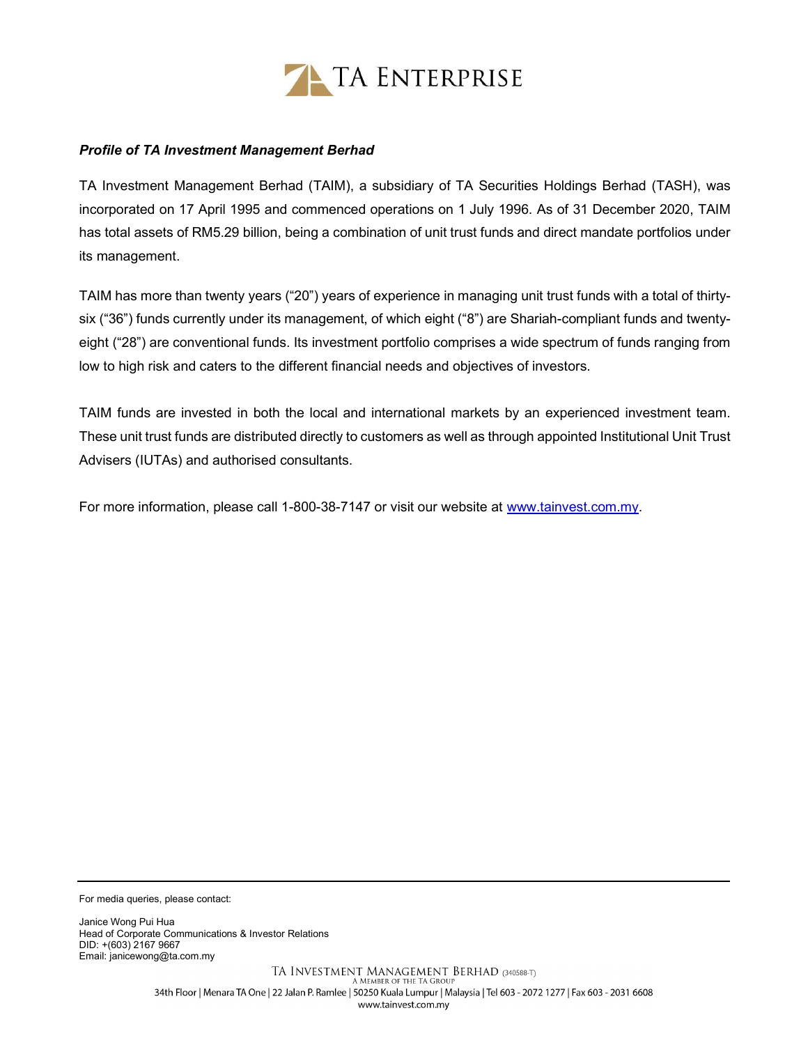*Profile of TA Investment Management Berhad*

TA Investment Management Berhad (TAIM), a subsidiary of TA Securities Holdings Berhad (TASH), was incorporated on 17 April 1995 and commenced operations on 1 July 1996. As of 31 December 2020, TAIM has total assets of RM5.29 billion, being a combination of unit trust funds and direct mandate portfolios under its management.

TAIM has more than twenty years ("20") years of experience in managing unit trust funds with a total of thirty-six ("36") funds currently under its management, of which eight ("8") are Shariah-compliant funds and twenty-eight ("28") are conventional funds. Its investment portfolio comprises a wide spectrum of funds ranging from low to high risk and caters to the different financial needs and objectives of investors.

TAIM funds are invested in both the local and international markets by an experienced investment team. These unit trust funds are distributed directly to customers as well as through appointed Institutional Unit Trust Advisers (IUTAs) and authorised consultants.

For more information, please call 1-800-38-7147 or visit our website at www.tainvest.com.my.

For media queries, please contact:

Janice Wong Pui Hua
Head of Corporate Communications & Investor Relations
DID: +(603) 2167 9667
Email: janicewong@ta.com.my